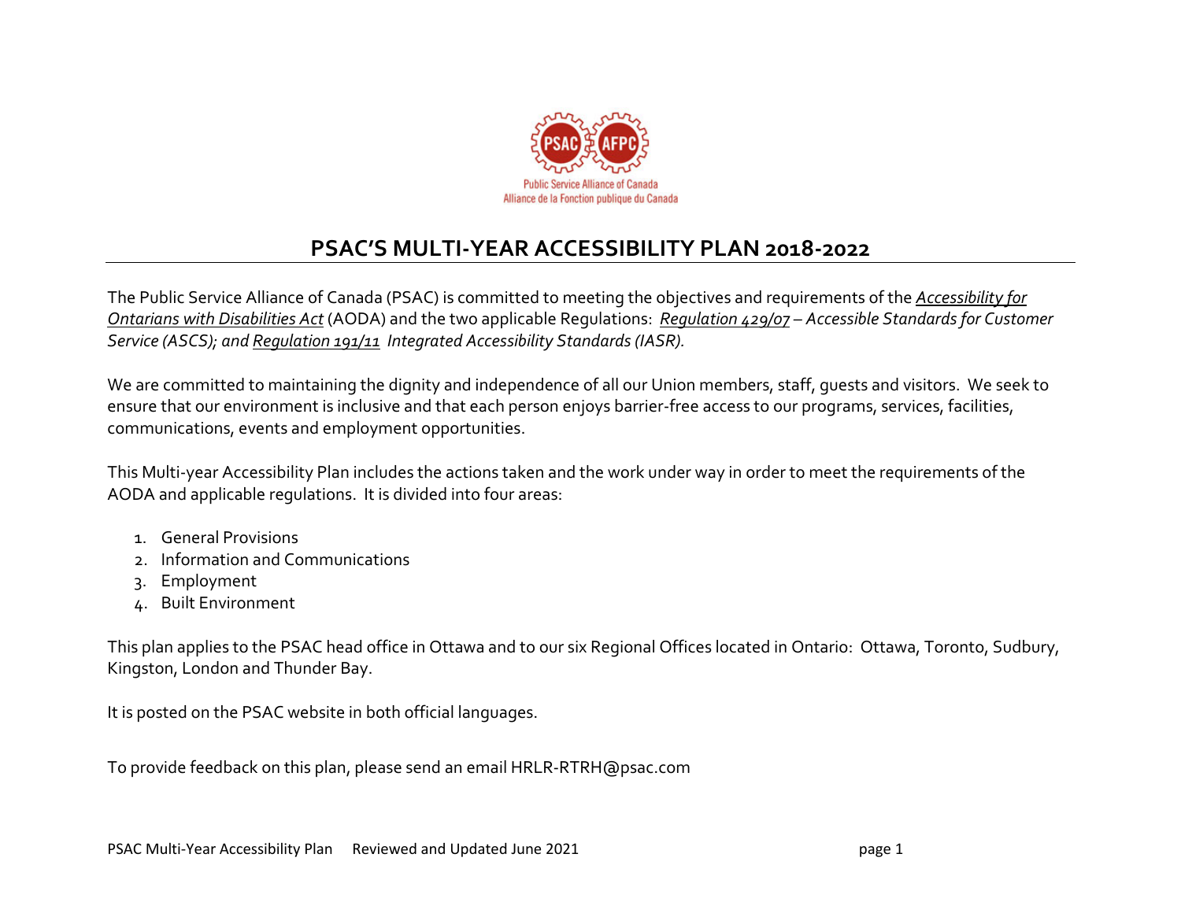# PSAC'S MULTI-YEAR ACCESSIBILITY PLAN 2018-2022

The Public Service Alliance of Canada (PSAC) is committed to meeting the objectives and requirements of the *Accessibility for Ontarians with Disabilities Act* (AODA) and the two applicable Regulations: *Regulation 429/07 – Accessible Standards for Customer Service (ASCS); and Regulation 191/11 Integrated Accessibility Standards (IASR).*

We are committed to maintaining the dignity and independence of all our Union members, staff, guests and visitors. We seek to ensure that our environment is inclusive and that each person enjoys barrier-free access to our programs, services, facilities, communications, events and employment opportunities.

This Multi-year Accessibility Plan includes the actions taken and the work under way in order to meet the requirements of the AODA and applicable regulations. It is divided into four areas:

1. General Provisions
2. Information and Communications
3. Employment
4. Built Environment

This plan applies to the PSAC head office in Ottawa and to our six Regional Offices located in Ontario: Ottawa, Toronto, Sudbury, Kingston, London and Thunder Bay.

It is posted on the PSAC website in both official languages.

To provide feedback on this plan, please send an email HRLR-RTRH@psac.com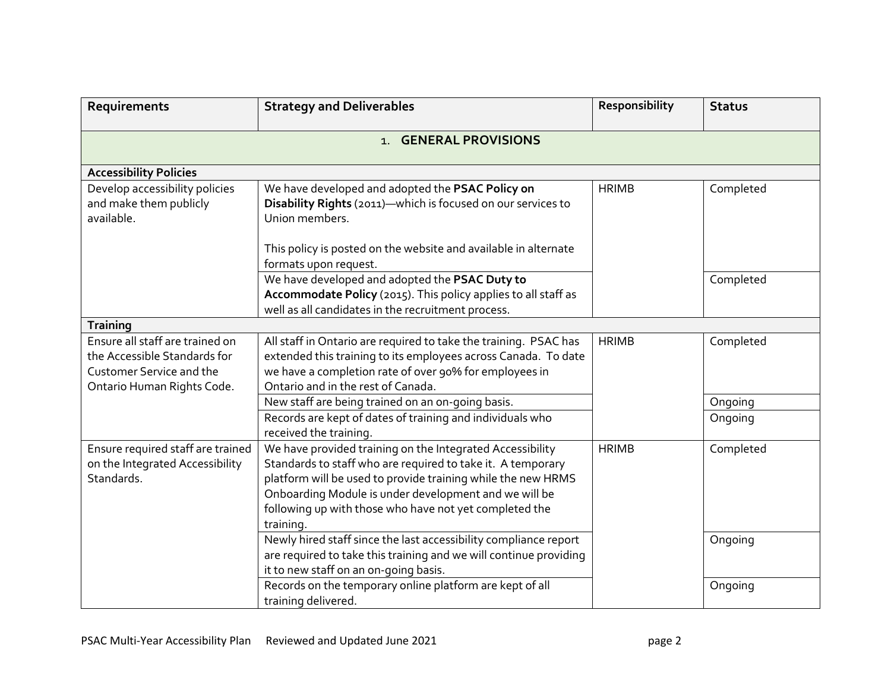| Requirements | Strategy and Deliverables | Responsibility | Status |
| --- | --- | --- | --- |
| **1. GENERAL PROVISIONS** | | | |
| **Accessibility Policies** | | | |
| Develop accessibility policies and make them publicly available. | We have developed and adopted the **PSAC Policy on Disability Rights** (2011)—which is focused on our services to Union members.<br><br>This policy is posted on the website and available in alternate formats upon request. | HRIMB | Completed |
| | We have developed and adopted the **PSAC Duty to Accommodate Policy** (2015). This policy applies to all staff as well as all candidates in the recruitment process. | | Completed |
| **Training** | | | |
| Ensure all staff are trained on the Accessible Standards for Customer Service and the Ontario Human Rights Code. | All staff in Ontario are required to take the training. PSAC has extended this training to its employees across Canada. To date we have a completion rate of over 90% for employees in Ontario and in the rest of Canada. | HRIMB | Completed |
| | New staff are being trained on an on-going basis. | | Ongoing |
| | Records are kept of dates of training and individuals who received the training. | | Ongoing |
| Ensure required staff are trained on the Integrated Accessibility Standards. | We have provided training on the Integrated Accessibility Standards to staff who are required to take it. A temporary platform will be used to provide training while the new HRMS Onboarding Module is under development and we will be following up with those who have not yet completed the training. | HRIMB | Completed |
| | Newly hired staff since the last accessibility compliance report are required to take this training and we will continue providing it to new staff on an on-going basis. | | Ongoing |
| | Records on the temporary online platform are kept of all training delivered. | | Ongoing |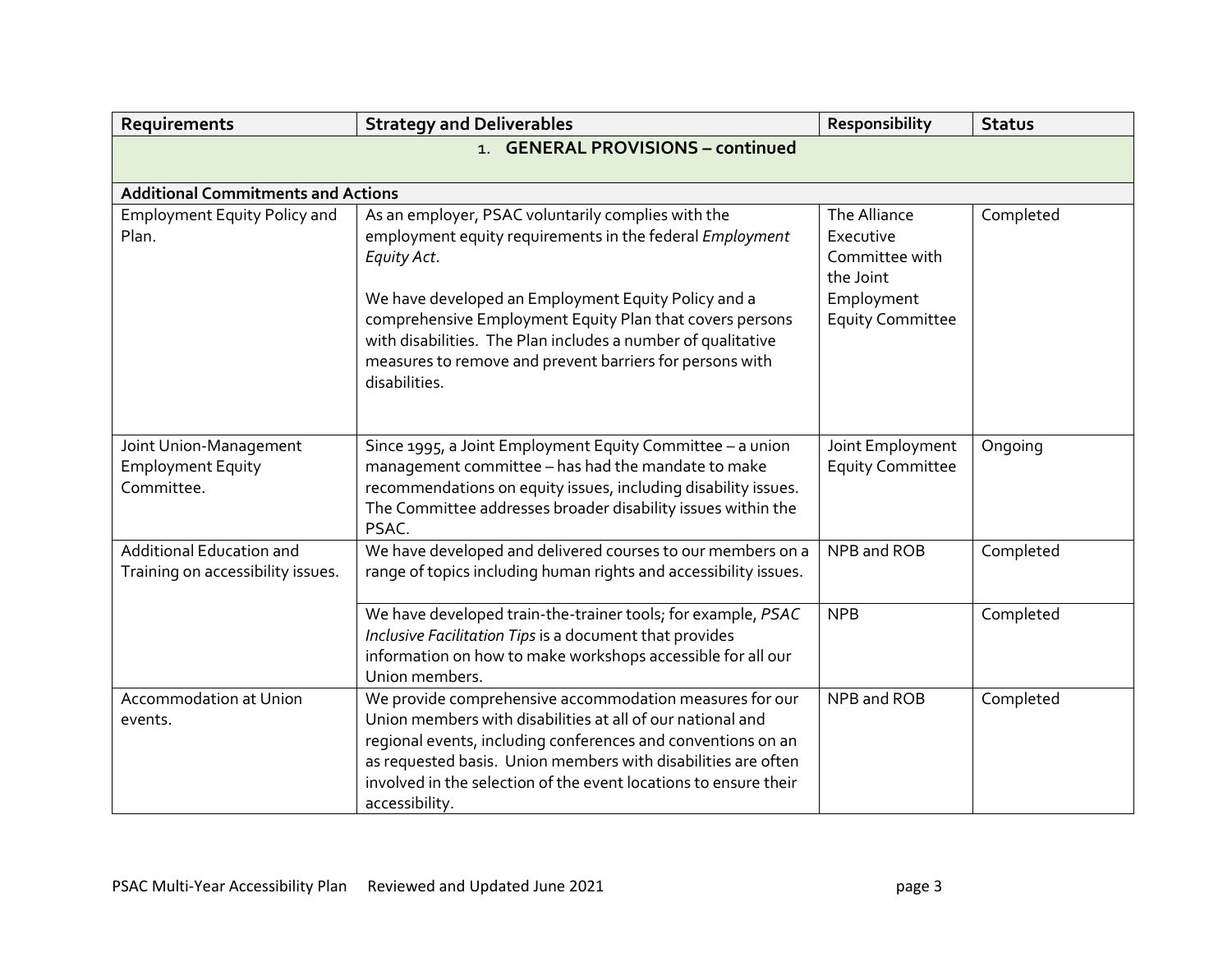| Requirements | Strategy and Deliverables | Responsibility | Status |
|---|---|---|---|
| **1. GENERAL PROVISIONS – continued** | | | |
| **Additional Commitments and Actions** | | | |
| Employment Equity Policy and Plan. | As an employer, PSAC voluntarily complies with the employment equity requirements in the federal *Employment Equity Act*.<br><br>We have developed an Employment Equity Policy and a comprehensive Employment Equity Plan that covers persons with disabilities. The Plan includes a number of qualitative measures to remove and prevent barriers for persons with disabilities. | The Alliance Executive Committee with the Joint Employment Equity Committee | Completed |
| Joint Union-Management Employment Equity Committee. | Since 1995, a Joint Employment Equity Committee – a union management committee – has had the mandate to make recommendations on equity issues, including disability issues. The Committee addresses broader disability issues within the PSAC. | Joint Employment Equity Committee | Ongoing |
| Additional Education and Training on accessibility issues. | We have developed and delivered courses to our members on a range of topics including human rights and accessibility issues. | NPB and ROB | Completed |
| | We have developed train-the-trainer tools; for example, *PSAC Inclusive Facilitation Tips* is a document that provides information on how to make workshops accessible for all our Union members. | NPB | Completed |
| Accommodation at Union events. | We provide comprehensive accommodation measures for our Union members with disabilities at all of our national and regional events, including conferences and conventions on an as requested basis. Union members with disabilities are often involved in the selection of the event locations to ensure their accessibility. | NPB and ROB | Completed |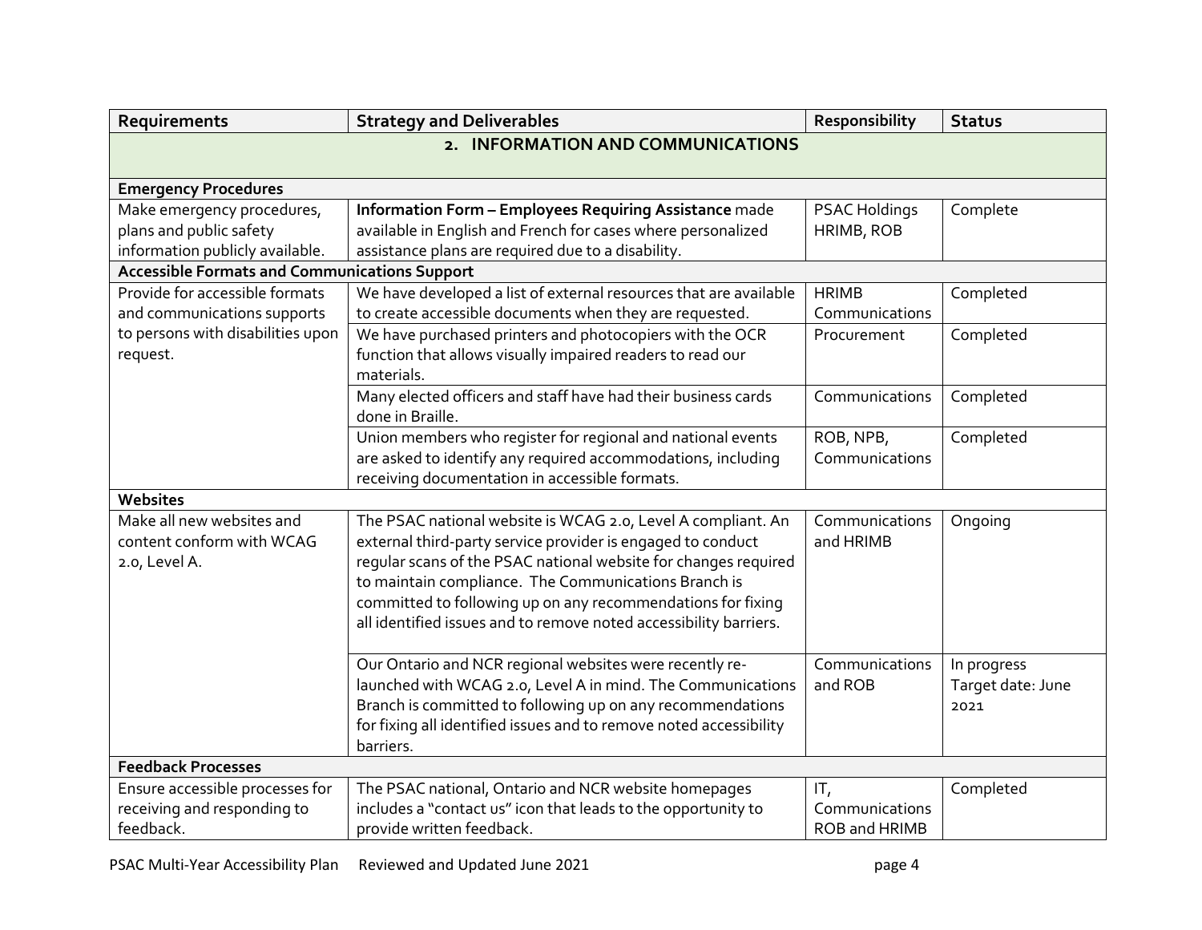| Requirements | Strategy and Deliverables | Responsibility | Status |
|---|---|---|---|
| **2. INFORMATION AND COMMUNICATIONS** | | | |
| **Emergency Procedures** | | | |
| Make emergency procedures, plans and public safety information publicly available. | **Information Form – Employees Requiring Assistance** made available in English and French for cases where personalized assistance plans are required due to a disability. | PSAC Holdings HRIMB, ROB | Complete |
| **Accessible Formats and Communications Support** | | | |
| Provide for accessible formats and communications supports to persons with disabilities upon request. | We have developed a list of external resources that are available to create accessible documents when they are requested. | HRIMB Communications | Completed |
| | We have purchased printers and photocopiers with the OCR function that allows visually impaired readers to read our materials. | Procurement | Completed |
| | Many elected officers and staff have had their business cards done in Braille. | Communications | Completed |
| | Union members who register for regional and national events are asked to identify any required accommodations, including receiving documentation in accessible formats. | ROB, NPB, Communications | Completed |
| **Websites** | | | |
| Make all new websites and content conform with WCAG 2.0, Level A. | The PSAC national website is WCAG 2.0, Level A compliant. An external third-party service provider is engaged to conduct regular scans of the PSAC national website for changes required to maintain compliance. The Communications Branch is committed to following up on any recommendations for fixing all identified issues and to remove noted accessibility barriers. | Communications and HRIMB | Ongoing |
| | Our Ontario and NCR regional websites were recently re-launched with WCAG 2.0, Level A in mind. The Communications Branch is committed to following up on any recommendations for fixing all identified issues and to remove noted accessibility barriers. | Communications and ROB | In progress Target date: June 2021 |
| **Feedback Processes** | | | |
| Ensure accessible processes for receiving and responding to feedback. | The PSAC national, Ontario and NCR website homepages includes a "contact us" icon that leads to the opportunity to provide written feedback. | IT, Communications ROB and HRIMB | Completed |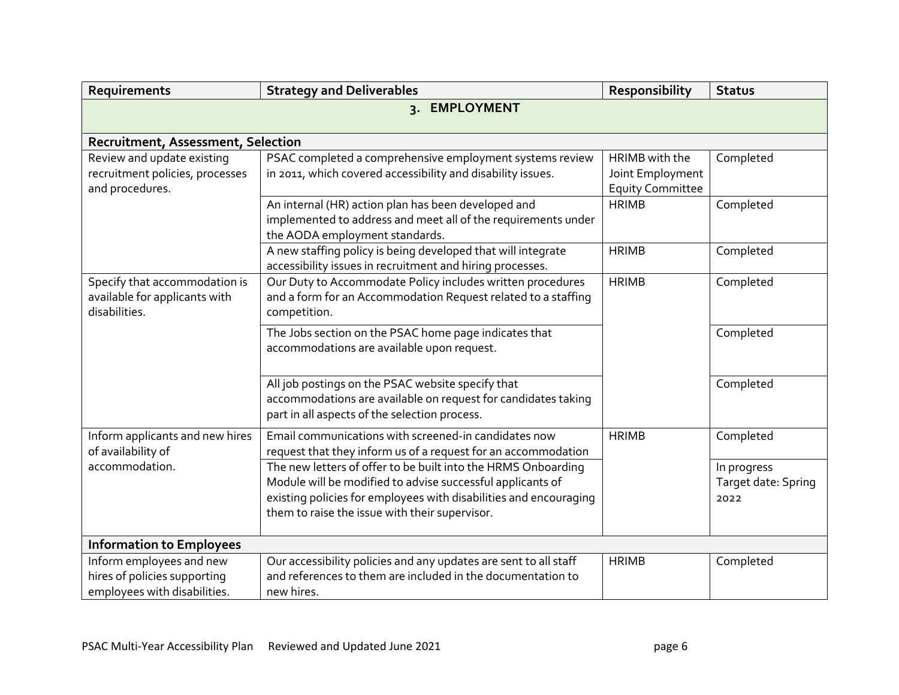| Requirements | Strategy and Deliverables | Responsibility | Status |
|---|---|---|---|
| **3. EMPLOYMENT** | | | |
| **Recruitment, Assessment, Selection** | | | |
| Review and update existing recruitment policies, processes and procedures. | PSAC completed a comprehensive employment systems review in 2011, which covered accessibility and disability issues. | HRIMB with the Joint Employment Equity Committee | Completed |
| | An internal (HR) action plan has been developed and implemented to address and meet all of the requirements under the AODA employment standards. | HRIMB | Completed |
| | A new staffing policy is being developed that will integrate accessibility issues in recruitment and hiring processes. | HRIMB | Completed |
| Specify that accommodation is available for applicants with disabilities. | Our Duty to Accommodate Policy includes written procedures and a form for an Accommodation Request related to a staffing competition. | HRIMB | Completed |
| | The Jobs section on the PSAC home page indicates that accommodations are available upon request. | | Completed |
| | All job postings on the PSAC website specify that accommodations are available on request for candidates taking part in all aspects of the selection process. | | Completed |
| Inform applicants and new hires of availability of accommodation. | Email communications with screened-in candidates now request that they inform us of a request for an accommodation | HRIMB | Completed |
| | The new letters of offer to be built into the HRMS Onboarding Module will be modified to advise successful applicants of existing policies for employees with disabilities and encouraging them to raise the issue with their supervisor. | | In progress Target date: Spring 2022 |
| **Information to Employees** | | | |
| Inform employees and new hires of policies supporting employees with disabilities. | Our accessibility policies and any updates are sent to all staff and references to them are included in the documentation to new hires. | HRIMB | Completed |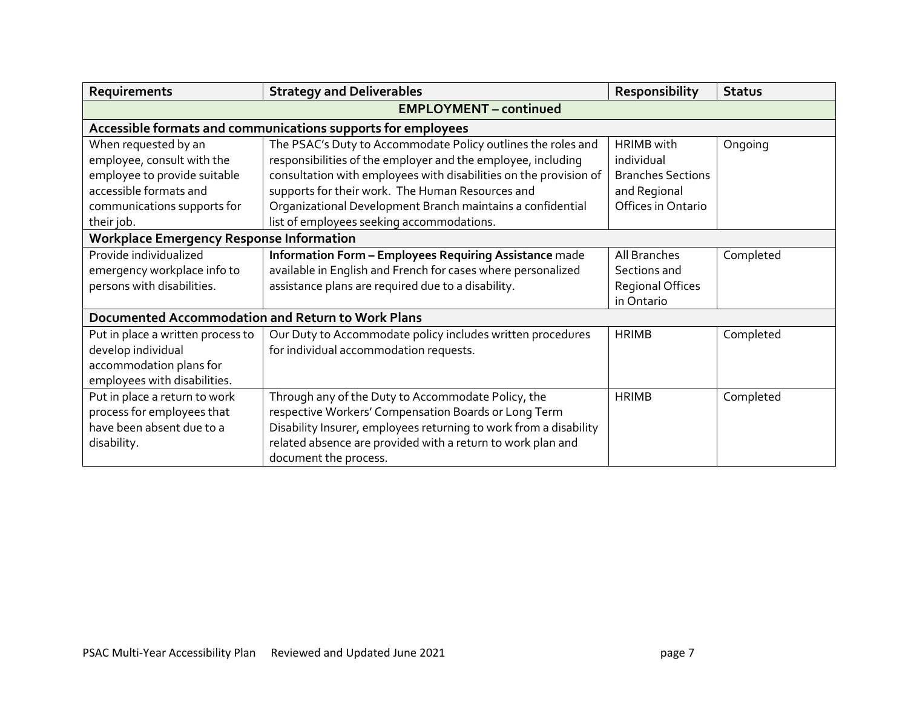| Requirements | Strategy and Deliverables | Responsibility | Status |
|---|---|---|---|
| **EMPLOYMENT – continued** | | | |
| **Accessible formats and communications supports for employees** | | | |
| When requested by an employee, consult with the employee to provide suitable accessible formats and communications supports for their job. | The PSAC's Duty to Accommodate Policy outlines the roles and responsibilities of the employer and the employee, including consultation with employees with disabilities on the provision of supports for their work. The Human Resources and Organizational Development Branch maintains a confidential list of employees seeking accommodations. | HRIMB with individual Branches Sections and Regional Offices in Ontario | Ongoing |
| **Workplace Emergency Response Information** | | | |
| Provide individualized emergency workplace info to persons with disabilities. | **Information Form – Employees Requiring Assistance** made available in English and French for cases where personalized assistance plans are required due to a disability. | All Branches Sections and Regional Offices in Ontario | Completed |
| **Documented Accommodation and Return to Work Plans** | | | |
| Put in place a written process to develop individual accommodation plans for employees with disabilities. | Our Duty to Accommodate policy includes written procedures for individual accommodation requests. | HRIMB | Completed |
| Put in place a return to work process for employees that have been absent due to a disability. | Through any of the Duty to Accommodate Policy, the respective Workers' Compensation Boards or Long Term Disability Insurer, employees returning to work from a disability related absence are provided with a return to work plan and document the process. | HRIMB | Completed |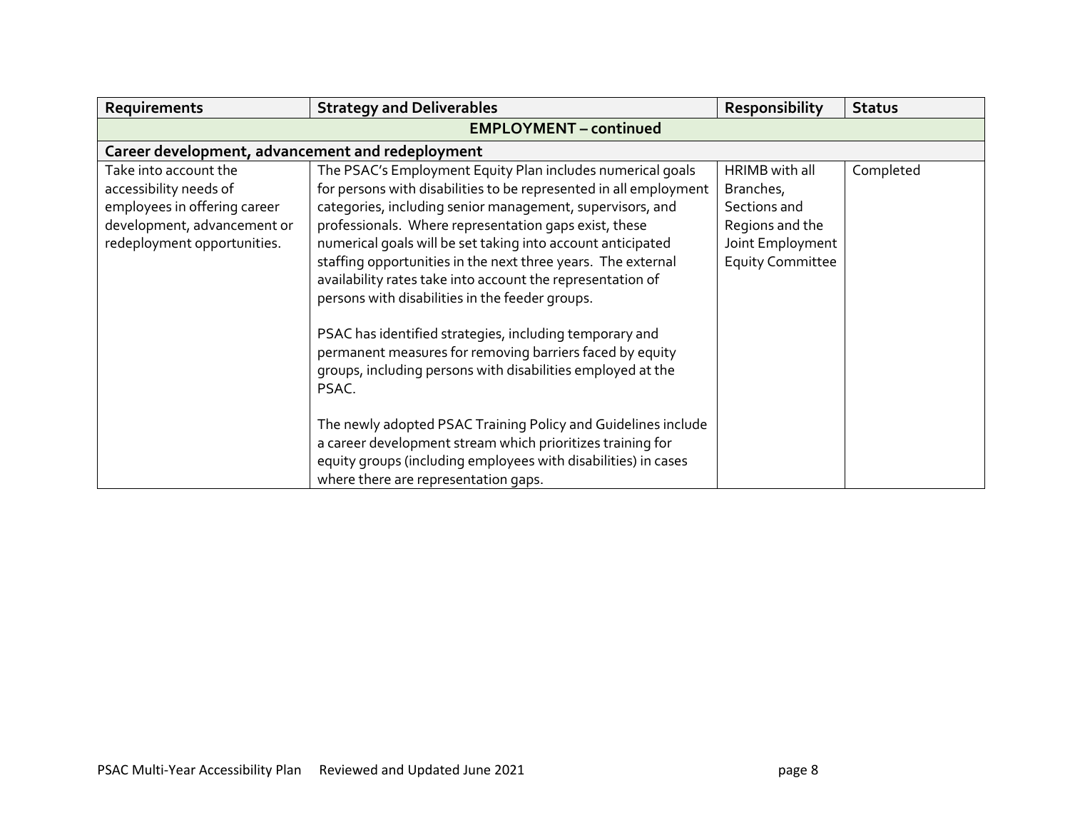| Requirements | Strategy and Deliverables | Responsibility | Status |
| --- | --- | --- | --- |
| **EMPLOYMENT – continued** | | | |
| **Career development, advancement and redeployment** | | | |
| Take into account the accessibility needs of employees in offering career development, advancement or redeployment opportunities. | The PSAC's Employment Equity Plan includes numerical goals for persons with disabilities to be represented in all employment categories, including senior management, supervisors, and professionals. Where representation gaps exist, these numerical goals will be set taking into account anticipated staffing opportunities in the next three years. The external availability rates take into account the representation of persons with disabilities in the feeder groups.<br><br>PSAC has identified strategies, including temporary and permanent measures for removing barriers faced by equity groups, including persons with disabilities employed at the PSAC.<br><br>The newly adopted PSAC Training Policy and Guidelines include a career development stream which prioritizes training for equity groups (including employees with disabilities) in cases where there are representation gaps. | HRIMB with all Branches, Sections and Regions and the Joint Employment Equity Committee | Completed |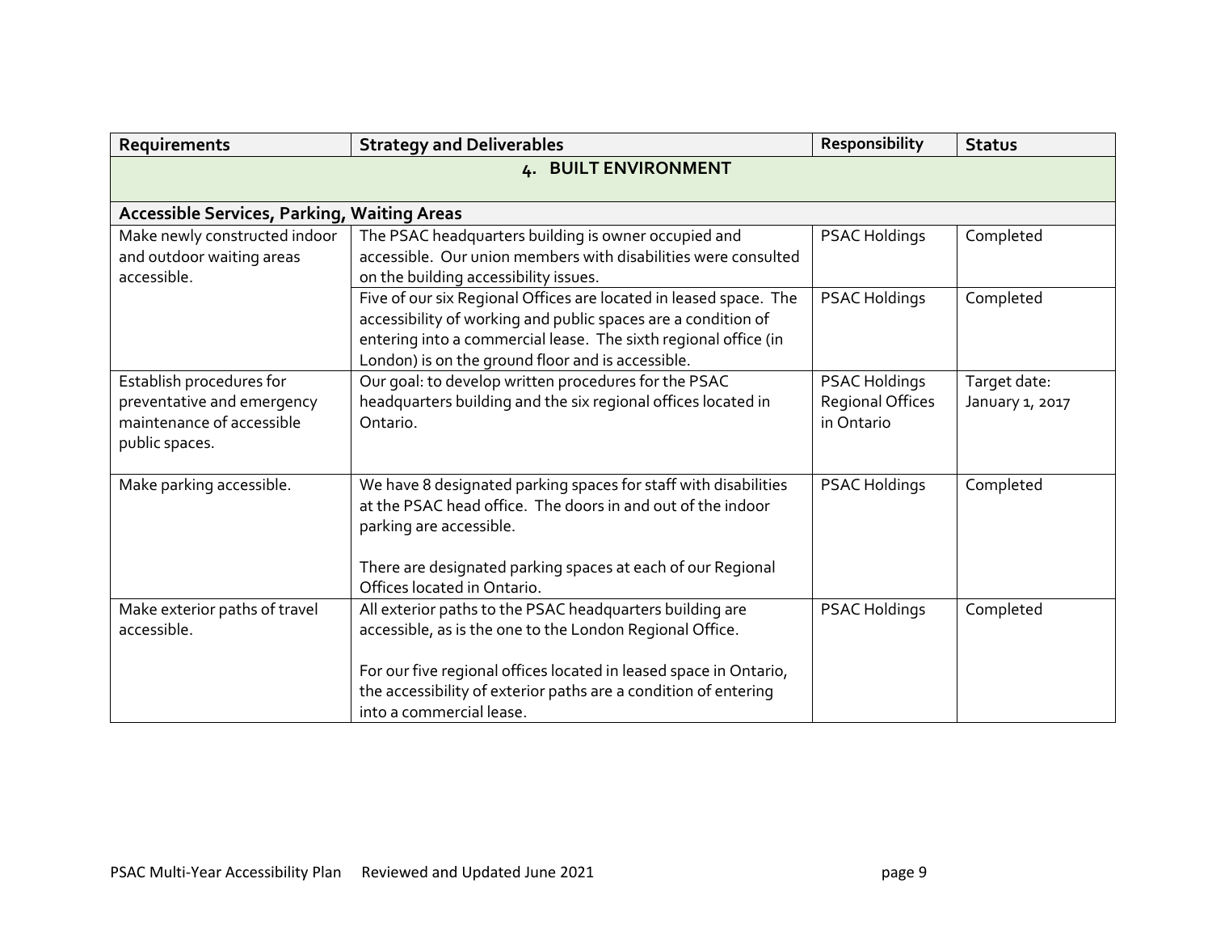| Requirements | Strategy and Deliverables | Responsibility | Status |
|---|---|---|---|
| **4. BUILT ENVIRONMENT** | | | |
| **Accessible Services, Parking, Waiting Areas** | | | |
| Make newly constructed indoor and outdoor waiting areas accessible. | The PSAC headquarters building is owner occupied and accessible. Our union members with disabilities were consulted on the building accessibility issues. | PSAC Holdings | Completed |
| | Five of our six Regional Offices are located in leased space. The accessibility of working and public spaces are a condition of entering into a commercial lease. The sixth regional office (in London) is on the ground floor and is accessible. | PSAC Holdings | Completed |
| Establish procedures for preventative and emergency maintenance of accessible public spaces. | Our goal: to develop written procedures for the PSAC headquarters building and the six regional offices located in Ontario. | PSAC Holdings Regional Offices in Ontario | Target date: January 1, 2017 |
| Make parking accessible. | We have 8 designated parking spaces for staff with disabilities at the PSAC head office. The doors in and out of the indoor parking are accessible.<br><br>There are designated parking spaces at each of our Regional Offices located in Ontario. | PSAC Holdings | Completed |
| Make exterior paths of travel accessible. | All exterior paths to the PSAC headquarters building are accessible, as is the one to the London Regional Office.<br><br>For our five regional offices located in leased space in Ontario, the accessibility of exterior paths are a condition of entering into a commercial lease. | PSAC Holdings | Completed |

PSAC Multi-Year Accessibility Plan Reviewed and Updated June 2021